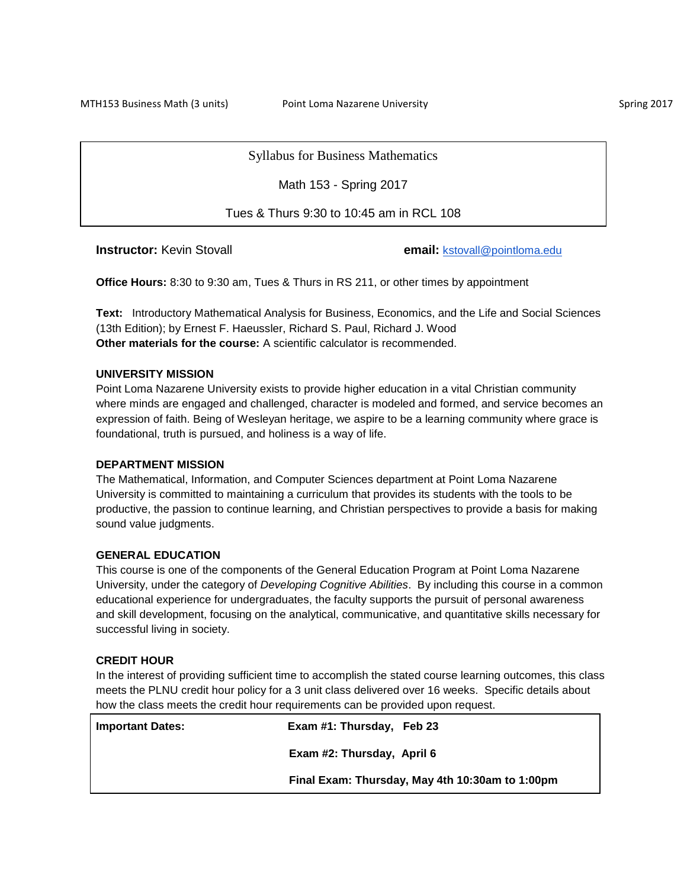# Syllabus for Business Mathematics

Math 153 - Spring 2017

Tues & Thurs 9:30 to 10:45 am in RCL 108

**Instructor:** Kevin Stovall **email:** kstovall@pointloma.edu

**Office Hours:** 8:30 to 9:30 am, Tues & Thurs in RS 211, or other times by appointment

**Text:** Introductory Mathematical Analysis for Business, Economics, and the Life and Social Sciences (13th Edition); by Ernest F. Haeussler, Richard S. Paul, Richard J. Wood
**Other materials for the course:** A scientific calculator is recommended.

## UNIVERSITY MISSION

Point Loma Nazarene University exists to provide higher education in a vital Christian community where minds are engaged and challenged, character is modeled and formed, and service becomes an expression of faith. Being of Wesleyan heritage, we aspire to be a learning community where grace is foundational, truth is pursued, and holiness is a way of life.

## DEPARTMENT MISSION

The Mathematical, Information, and Computer Sciences department at Point Loma Nazarene University is committed to maintaining a curriculum that provides its students with the tools to be productive, the passion to continue learning, and Christian perspectives to provide a basis for making sound value judgments.

## GENERAL EDUCATION

This course is one of the components of the General Education Program at Point Loma Nazarene University, under the category of *Developing Cognitive Abilities*. By including this course in a common educational experience for undergraduates, the faculty supports the pursuit of personal awareness and skill development, focusing on the analytical, communicative, and quantitative skills necessary for successful living in society.

## CREDIT HOUR

In the interest of providing sufficient time to accomplish the stated course learning outcomes, this class meets the PLNU credit hour policy for a 3 unit class delivered over 16 weeks. Specific details about how the class meets the credit hour requirements can be provided upon request.

| **Important Dates:** | **Exam #1: Thursday, Feb 23** |
|---|---|
| | **Exam #2: Thursday, April 6** |
| | **Final Exam: Thursday, May 4th 10:30am to 1:00pm** |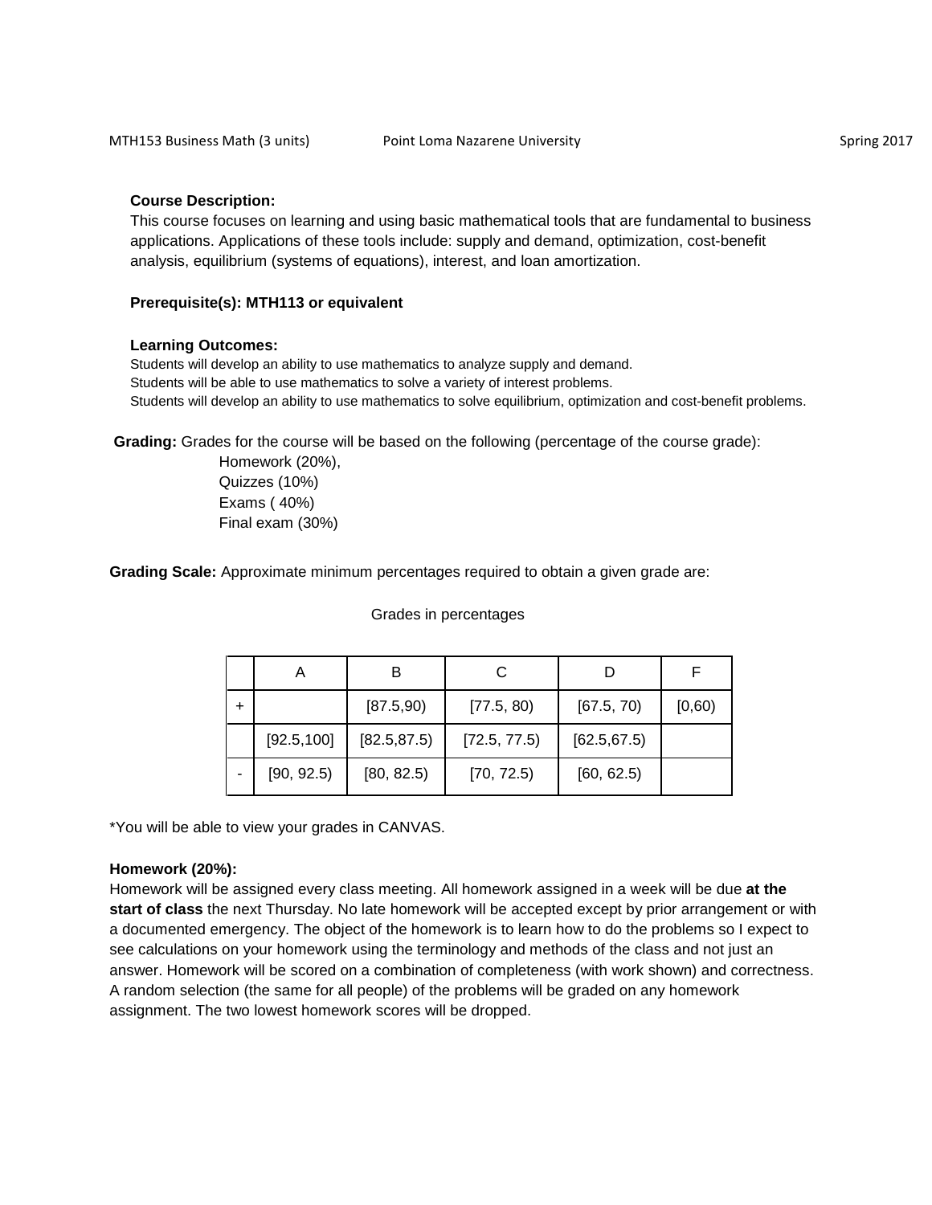### Course Description:

This course focuses on learning and using basic mathematical tools that are fundamental to business applications. Applications of these tools include: supply and demand, optimization, cost-benefit analysis, equilibrium (systems of equations), interest, and loan amortization.

### Prerequisite(s): MTH113 or equivalent

### Learning Outcomes:

Students will develop an ability to use mathematics to analyze supply and demand.
Students will be able to use mathematics to solve a variety of interest problems.
Students will develop an ability to use mathematics to solve equilibrium, optimization and cost-benefit problems.

**Grading:** Grades for the course will be based on the following (percentage of the course grade):

- Homework (20%),
- Quizzes (10%)
- Exams ( 40%)
- Final exam (30%)

**Grading Scale:** Approximate minimum percentages required to obtain a given grade are:

Grades in percentages

| | A | B | C | D | F |
|---|---|---|---|---|---|
| + | | [87.5,90) | [77.5, 80) | [67.5, 70) | [0,60) |
| | [92.5,100] | [82.5,87.5) | [72.5, 77.5) | [62.5,67.5) | |
| - | [90, 92.5) | [80, 82.5) | [70, 72.5) | [60, 62.5) | |

*You will be able to view your grades in CANVAS.

### Homework (20%):

Homework will be assigned every class meeting. All homework assigned in a week will be due **at the start of class** the next Thursday. No late homework will be accepted except by prior arrangement or with a documented emergency. The object of the homework is to learn how to do the problems so I expect to see calculations on your homework using the terminology and methods of the class and not just an answer. Homework will be scored on a combination of completeness (with work shown) and correctness. A random selection (the same for all people) of the problems will be graded on any homework assignment. The two lowest homework scores will be dropped.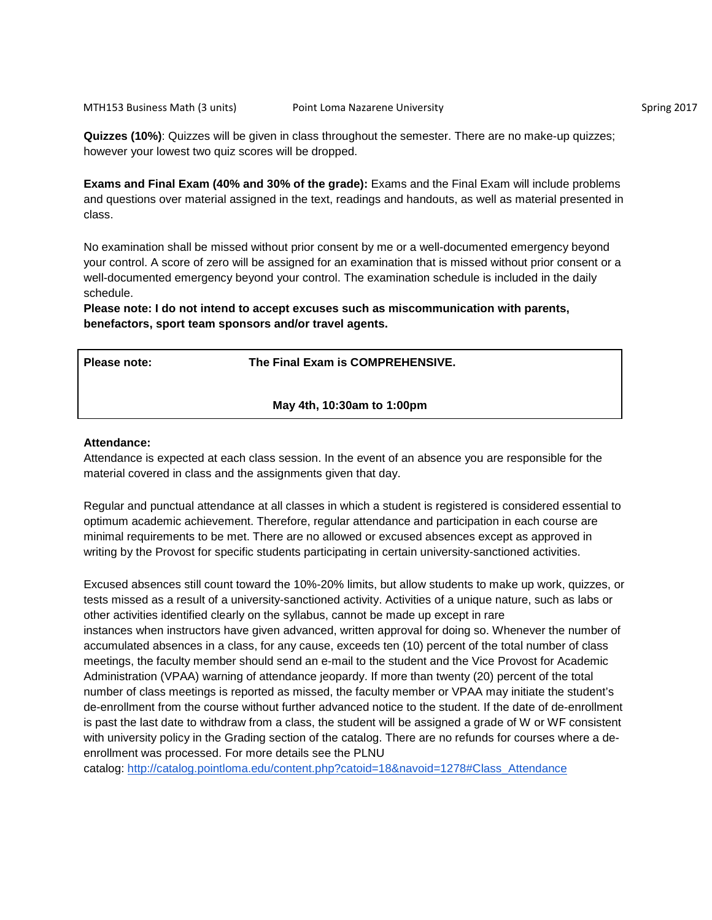**Quizzes (10%)**: Quizzes will be given in class throughout the semester. There are no make-up quizzes; however your lowest two quiz scores will be dropped.

**Exams and Final Exam (40% and 30% of the grade):** Exams and the Final Exam will include problems and questions over material assigned in the text, readings and handouts, as well as material presented in class.

No examination shall be missed without prior consent by me or a well-documented emergency beyond your control. A score of zero will be assigned for an examination that is missed without prior consent or a well-documented emergency beyond your control. The examination schedule is included in the daily schedule.
**Please note: I do not intend to accept excuses such as miscommunication with parents, benefactors, sport team sponsors and/or travel agents.**

| **Please note:** | **The Final Exam is COMPREHENSIVE.** |
|---|---|
| | **May 4th, 10:30am to 1:00pm** |

**Attendance:**
Attendance is expected at each class session. In the event of an absence you are responsible for the material covered in class and the assignments given that day.

Regular and punctual attendance at all classes in which a student is registered is considered essential to optimum academic achievement. Therefore, regular attendance and participation in each course are minimal requirements to be met. There are no allowed or excused absences except as approved in writing by the Provost for specific students participating in certain university-sanctioned activities.

Excused absences still count toward the 10%-20% limits, but allow students to make up work, quizzes, or tests missed as a result of a university-sanctioned activity. Activities of a unique nature, such as labs or other activities identified clearly on the syllabus, cannot be made up except in rare instances when instructors have given advanced, written approval for doing so. Whenever the number of accumulated absences in a class, for any cause, exceeds ten (10) percent of the total number of class meetings, the faculty member should send an e-mail to the student and the Vice Provost for Academic Administration (VPAA) warning of attendance jeopardy. If more than twenty (20) percent of the total number of class meetings is reported as missed, the faculty member or VPAA may initiate the student's de-enrollment from the course without further advanced notice to the student. If the date of de-enrollment is past the last date to withdraw from a class, the student will be assigned a grade of W or WF consistent with university policy in the Grading section of the catalog. There are no refunds for courses where a de-enrollment was processed. For more details see the PLNU catalog: http://catalog.pointloma.edu/content.php?catoid=18&navoid=1278#Class_Attendance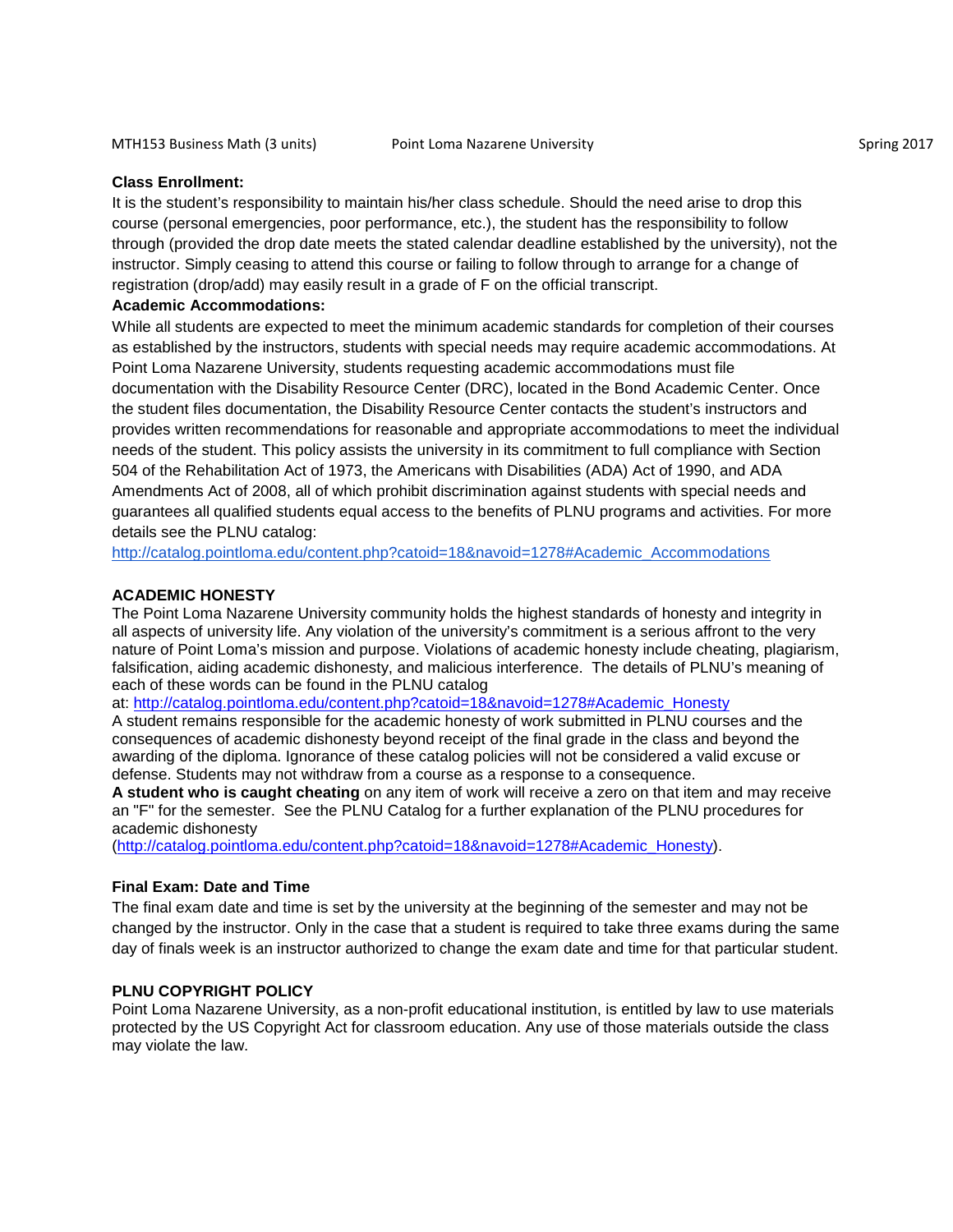### Class Enrollment:

It is the student's responsibility to maintain his/her class schedule. Should the need arise to drop this course (personal emergencies, poor performance, etc.), the student has the responsibility to follow through (provided the drop date meets the stated calendar deadline established by the university), not the instructor. Simply ceasing to attend this course or failing to follow through to arrange for a change of registration (drop/add) may easily result in a grade of F on the official transcript.

### Academic Accommodations:

While all students are expected to meet the minimum academic standards for completion of their courses as established by the instructors, students with special needs may require academic accommodations. At Point Loma Nazarene University, students requesting academic accommodations must file documentation with the Disability Resource Center (DRC), located in the Bond Academic Center. Once the student files documentation, the Disability Resource Center contacts the student's instructors and provides written recommendations for reasonable and appropriate accommodations to meet the individual needs of the student. This policy assists the university in its commitment to full compliance with Section 504 of the Rehabilitation Act of 1973, the Americans with Disabilities (ADA) Act of 1990, and ADA Amendments Act of 2008, all of which prohibit discrimination against students with special needs and guarantees all qualified students equal access to the benefits of PLNU programs and activities. For more details see the PLNU catalog:
http://catalog.pointloma.edu/content.php?catoid=18&navoid=1278#Academic_Accommodations

### ACADEMIC HONESTY

The Point Loma Nazarene University community holds the highest standards of honesty and integrity in all aspects of university life. Any violation of the university's commitment is a serious affront to the very nature of Point Loma's mission and purpose. Violations of academic honesty include cheating, plagiarism, falsification, aiding academic dishonesty, and malicious interference. The details of PLNU's meaning of each of these words can be found in the PLNU catalog
at: http://catalog.pointloma.edu/content.php?catoid=18&navoid=1278#Academic_Honesty
A student remains responsible for the academic honesty of work submitted in PLNU courses and the consequences of academic dishonesty beyond receipt of the final grade in the class and beyond the awarding of the diploma. Ignorance of these catalog policies will not be considered a valid excuse or defense. Students may not withdraw from a course as a response to a consequence.
**A student who is caught cheating** on any item of work will receive a zero on that item and may receive an "F" for the semester. See the PLNU Catalog for a further explanation of the PLNU procedures for academic dishonesty
(http://catalog.pointloma.edu/content.php?catoid=18&navoid=1278#Academic_Honesty).

### Final Exam: Date and Time

The final exam date and time is set by the university at the beginning of the semester and may not be changed by the instructor. Only in the case that a student is required to take three exams during the same day of finals week is an instructor authorized to change the exam date and time for that particular student.

### PLNU COPYRIGHT POLICY

Point Loma Nazarene University, as a non-profit educational institution, is entitled by law to use materials protected by the US Copyright Act for classroom education. Any use of those materials outside the class may violate the law.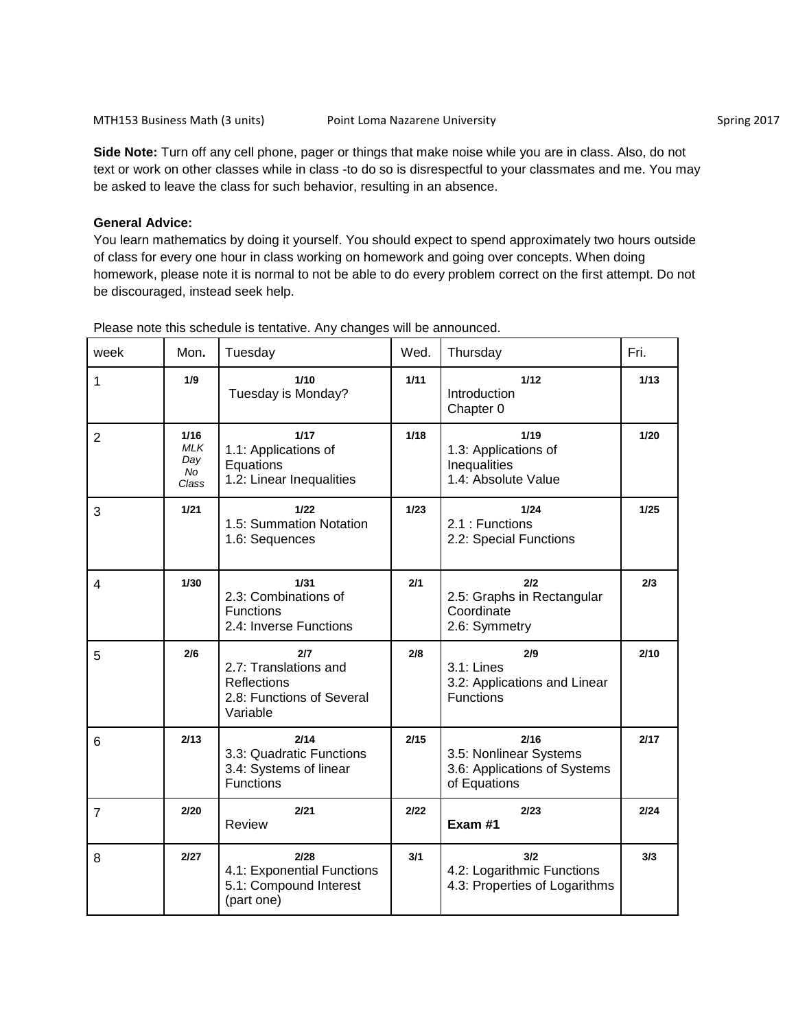MTH153 Business Math (3 units) Point Loma Nazarene University Spring 2017

**Side Note:** Turn off any cell phone, pager or things that make noise while you are in class. Also, do not text or work on other classes while in class -to do so is disrespectful to your classmates and me. You may be asked to leave the class for such behavior, resulting in an absence.

**General Advice:**
You learn mathematics by doing it yourself. You should expect to spend approximately two hours outside of class for every one hour in class working on homework and going over concepts. When doing homework, please note it is normal to not be able to do every problem correct on the first attempt. Do not be discouraged, instead seek help.

Please note this schedule is tentative. Any changes will be announced.

| week | Mon. | Tuesday | Wed. | Thursday | Fri. |
|---|---|---|---|---|---|
| 1 | **1/9** | **1/10** Tuesday is Monday? | **1/11** | **1/12** Introduction Chapter 0 | **1/13** |
| 2 | **1/16** *MLK Day No Class* | **1/17** 1.1: Applications of Equations 1.2: Linear Inequalities | **1/18** | **1/19** 1.3: Applications of Inequalities 1.4: Absolute Value | **1/20** |
| 3 | **1/21** | **1/22** 1.5: Summation Notation 1.6: Sequences | **1/23** | **1/24** 2.1 : Functions 2.2: Special Functions | **1/25** |
| 4 | **1/30** | **1/31** 2.3: Combinations of Functions 2.4: Inverse Functions | **2/1** | **2/2** 2.5: Graphs in Rectangular Coordinate 2.6: Symmetry | **2/3** |
| 5 | **2/6** | **2/7** 2.7: Translations and Reflections 2.8: Functions of Several Variable | **2/8** | **2/9** 3.1: Lines 3.2: Applications and Linear Functions | **2/10** |
| 6 | **2/13** | **2/14** 3.3: Quadratic Functions 3.4: Systems of linear Functions | **2/15** | **2/16** 3.5: Nonlinear Systems 3.6: Applications of Systems of Equations | **2/17** |
| 7 | **2/20** | **2/21** Review | **2/22** | **2/23** **Exam #1** | **2/24** |
| 8 | **2/27** | **2/28** 4.1: Exponential Functions 5.1: Compound Interest (part one) | **3/1** | **3/2** 4.2: Logarithmic Functions 4.3: Properties of Logarithms | **3/3** |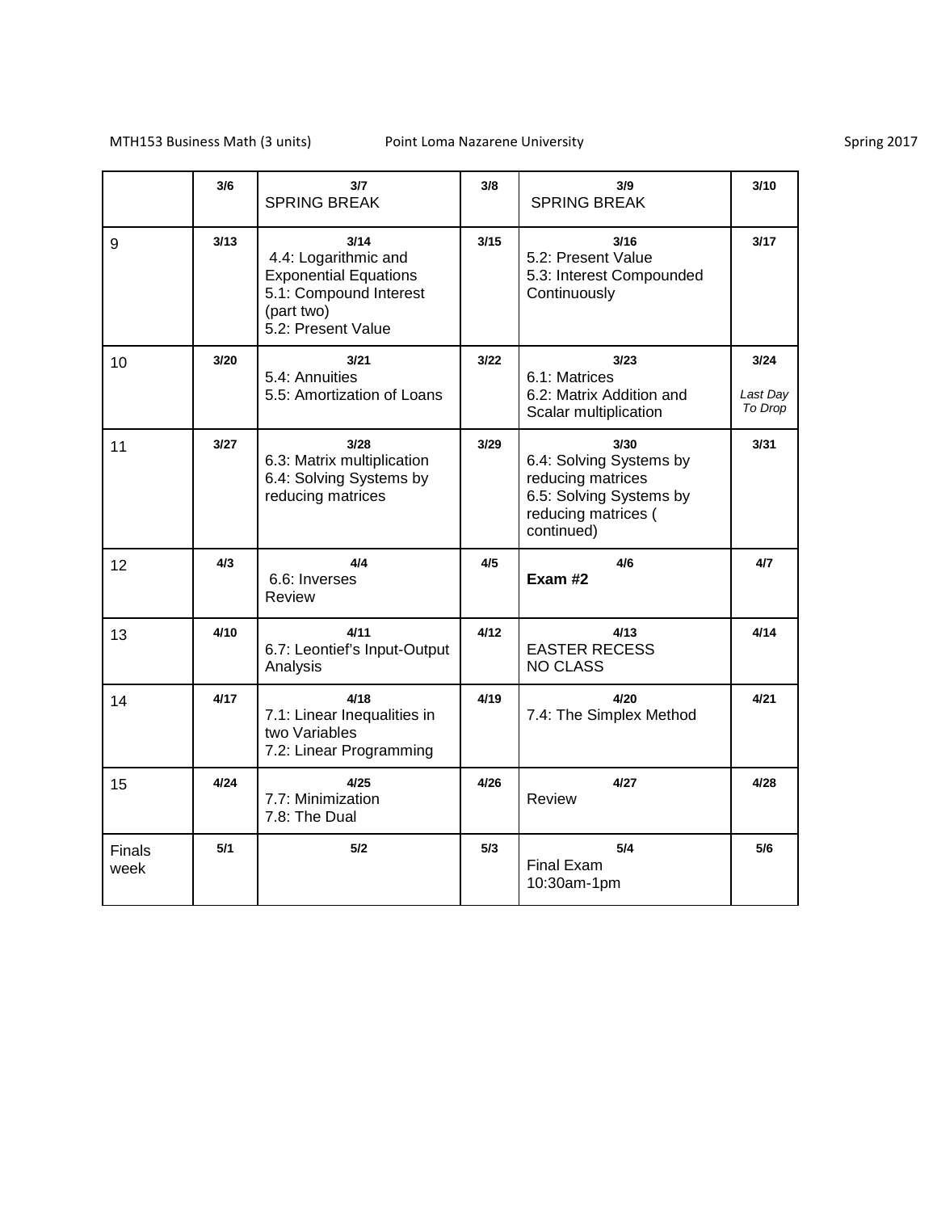MTH153 Business Math (3 units) Point Loma Nazarene University Spring 2017

| | | | | | |
|---|---|---|---|---|---|
| | 3/6 | 3/7<br>SPRING BREAK | 3/8 | 3/9<br>SPRING BREAK | 3/10 |
| 9 | 3/13 | 3/14<br>4.4: Logarithmic and Exponential Equations<br>5.1: Compound Interest (part two)<br>5.2: Present Value | 3/15 | 3/16<br>5.2: Present Value<br>5.3: Interest Compounded Continuously | 3/17 |
| 10 | 3/20 | 3/21<br>5.4: Annuities<br>5.5: Amortization of Loans | 3/22 | 3/23<br>6.1: Matrices<br>6.2: Matrix Addition and Scalar multiplication | 3/24<br>*Last Day To Drop* |
| 11 | 3/27 | 3/28<br>6.3: Matrix multiplication<br>6.4: Solving Systems by reducing matrices | 3/29 | 3/30<br>6.4: Solving Systems by reducing matrices<br>6.5: Solving Systems by reducing matrices ( continued) | 3/31 |
| 12 | 4/3 | 4/4<br>6.6: Inverses<br>Review | 4/5 | 4/6<br>**Exam #2** | 4/7 |
| 13 | 4/10 | 4/11<br>6.7: Leontief's Input-Output Analysis | 4/12 | 4/13<br>EASTER RECESS<br>NO CLASS | 4/14 |
| 14 | 4/17 | 4/18<br>7.1: Linear Inequalities in two Variables<br>7.2: Linear Programming | 4/19 | 4/20<br>7.4: The Simplex Method | 4/21 |
| 15 | 4/24 | 4/25<br>7.7: Minimization<br>7.8: The Dual | 4/26 | 4/27<br>Review | 4/28 |
| Finals week | 5/1 | 5/2 | 5/3 | 5/4<br>Final Exam<br>10:30am-1pm | 5/6 |